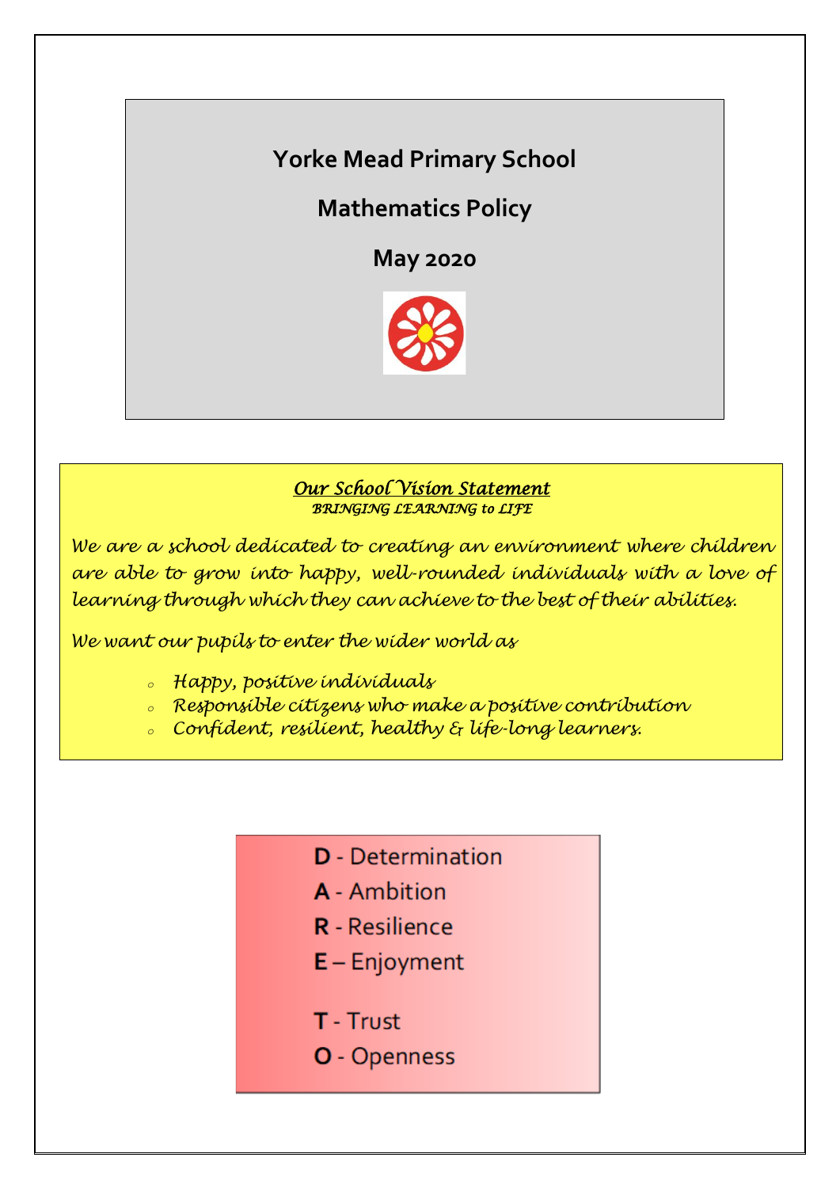# Yorke Mead Primary School

## Mathematics Policy

## May 2020

***Our School Vision Statement***
*BRINGING LEARNING to LIFE*

*We are a school dedicated to creating an environment where children are able to grow into happy, well-rounded individuals with a love of learning through which they can achieve to the best of their abilities.*

*We want our pupils to enter the wider world as*

- *Happy, positive individuals*
- *Responsible citizens who make a positive contribution*
- *Confident, resilient, healthy & life-long learners.*

**D** - Determination
**A** - Ambition
**R** - Resilience
**E** – Enjoyment

**T** - Trust
**O** - Openness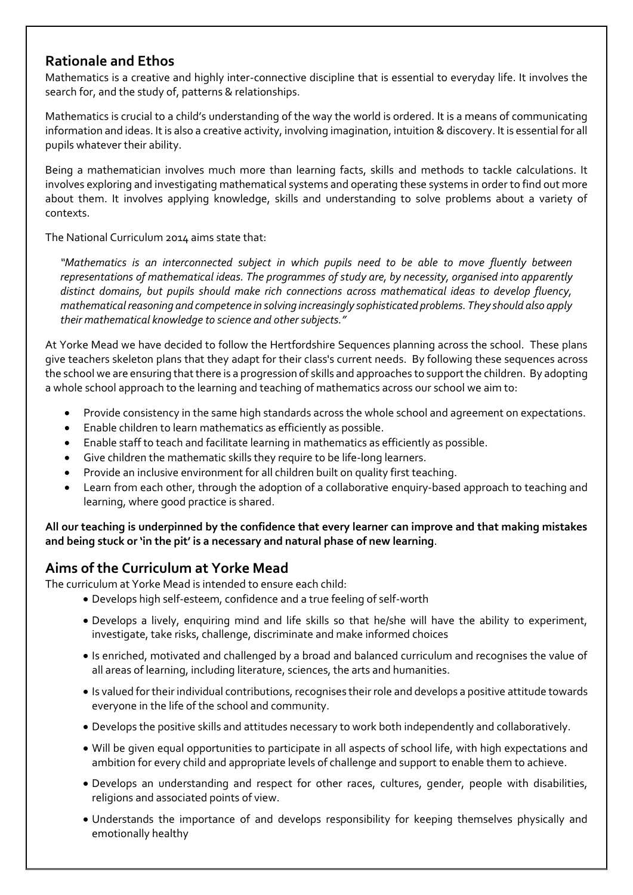## Rationale and Ethos

Mathematics is a creative and highly inter-connective discipline that is essential to everyday life. It involves the search for, and the study of, patterns & relationships.

Mathematics is crucial to a child's understanding of the way the world is ordered. It is a means of communicating information and ideas. It is also a creative activity, involving imagination, intuition & discovery. It is essential for all pupils whatever their ability.

Being a mathematician involves much more than learning facts, skills and methods to tackle calculations. It involves exploring and investigating mathematical systems and operating these systems in order to find out more about them. It involves applying knowledge, skills and understanding to solve problems about a variety of contexts.

The National Curriculum 2014 aims state that:

> *"Mathematics is an interconnected subject in which pupils need to be able to move fluently between representations of mathematical ideas. The programmes of study are, by necessity, organised into apparently distinct domains, but pupils should make rich connections across mathematical ideas to develop fluency, mathematical reasoning and competence in solving increasingly sophisticated problems. They should also apply their mathematical knowledge to science and other subjects."*

At Yorke Mead we have decided to follow the Hertfordshire Sequences planning across the school. These plans give teachers skeleton plans that they adapt for their class's current needs. By following these sequences across the school we are ensuring that there is a progression of skills and approaches to support the children. By adopting a whole school approach to the learning and teaching of mathematics across our school we aim to:

- Provide consistency in the same high standards across the whole school and agreement on expectations.
- Enable children to learn mathematics as efficiently as possible.
- Enable staff to teach and facilitate learning in mathematics as efficiently as possible.
- Give children the mathematic skills they require to be life-long learners.
- Provide an inclusive environment for all children built on quality first teaching.
- Learn from each other, through the adoption of a collaborative enquiry-based approach to teaching and learning, where good practice is shared.

**All our teaching is underpinned by the confidence that every learner can improve and that making mistakes and being stuck or 'in the pit' is a necessary and natural phase of new learning**.

## Aims of the Curriculum at Yorke Mead

The curriculum at Yorke Mead is intended to ensure each child:

- Develops high self-esteem, confidence and a true feeling of self-worth
- Develops a lively, enquiring mind and life skills so that he/she will have the ability to experiment, investigate, take risks, challenge, discriminate and make informed choices
- Is enriched, motivated and challenged by a broad and balanced curriculum and recognises the value of all areas of learning, including literature, sciences, the arts and humanities.
- Is valued for their individual contributions, recognises their role and develops a positive attitude towards everyone in the life of the school and community.
- Develops the positive skills and attitudes necessary to work both independently and collaboratively.
- Will be given equal opportunities to participate in all aspects of school life, with high expectations and ambition for every child and appropriate levels of challenge and support to enable them to achieve.
- Develops an understanding and respect for other races, cultures, gender, people with disabilities, religions and associated points of view.
- Understands the importance of and develops responsibility for keeping themselves physically and emotionally healthy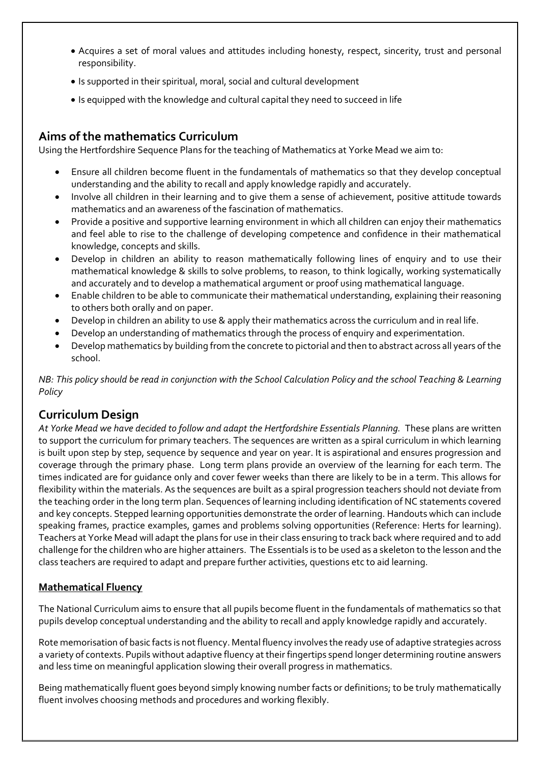- Acquires a set of moral values and attitudes including honesty, respect, sincerity, trust and personal responsibility.
- Is supported in their spiritual, moral, social and cultural development
- Is equipped with the knowledge and cultural capital they need to succeed in life

## Aims of the mathematics Curriculum

Using the Hertfordshire Sequence Plans for the teaching of Mathematics at Yorke Mead we aim to:

- Ensure all children become fluent in the fundamentals of mathematics so that they develop conceptual understanding and the ability to recall and apply knowledge rapidly and accurately.
- Involve all children in their learning and to give them a sense of achievement, positive attitude towards mathematics and an awareness of the fascination of mathematics.
- Provide a positive and supportive learning environment in which all children can enjoy their mathematics and feel able to rise to the challenge of developing competence and confidence in their mathematical knowledge, concepts and skills.
- Develop in children an ability to reason mathematically following lines of enquiry and to use their mathematical knowledge & skills to solve problems, to reason, to think logically, working systematically and accurately and to develop a mathematical argument or proof using mathematical language.
- Enable children to be able to communicate their mathematical understanding, explaining their reasoning to others both orally and on paper.
- Develop in children an ability to use & apply their mathematics across the curriculum and in real life.
- Develop an understanding of mathematics through the process of enquiry and experimentation.
- Develop mathematics by building from the concrete to pictorial and then to abstract across all years of the school.

*NB: This policy should be read in conjunction with the School Calculation Policy and the school Teaching & Learning Policy*

## Curriculum Design

*At Yorke Mead we have decided to follow and adapt the Hertfordshire Essentials Planning.* These plans are written to support the curriculum for primary teachers. The sequences are written as a spiral curriculum in which learning is built upon step by step, sequence by sequence and year on year. It is aspirational and ensures progression and coverage through the primary phase. Long term plans provide an overview of the learning for each term. The times indicated are for guidance only and cover fewer weeks than there are likely to be in a term. This allows for flexibility within the materials. As the sequences are built as a spiral progression teachers should not deviate from the teaching order in the long term plan. Sequences of learning including identification of NC statements covered and key concepts. Stepped learning opportunities demonstrate the order of learning. Handouts which can include speaking frames, practice examples, games and problems solving opportunities (Reference: Herts for learning). Teachers at Yorke Mead will adapt the plans for use in their class ensuring to track back where required and to add challenge for the children who are higher attainers. The Essentials is to be used as a skeleton to the lesson and the class teachers are required to adapt and prepare further activities, questions etc to aid learning.

### Mathematical Fluency

The National Curriculum aims to ensure that all pupils become fluent in the fundamentals of mathematics so that pupils develop conceptual understanding and the ability to recall and apply knowledge rapidly and accurately.

Rote memorisation of basic facts is not fluency. Mental fluency involves the ready use of adaptive strategies across a variety of contexts. Pupils without adaptive fluency at their fingertips spend longer determining routine answers and less time on meaningful application slowing their overall progress in mathematics.

Being mathematically fluent goes beyond simply knowing number facts or definitions; to be truly mathematically fluent involves choosing methods and procedures and working flexibly.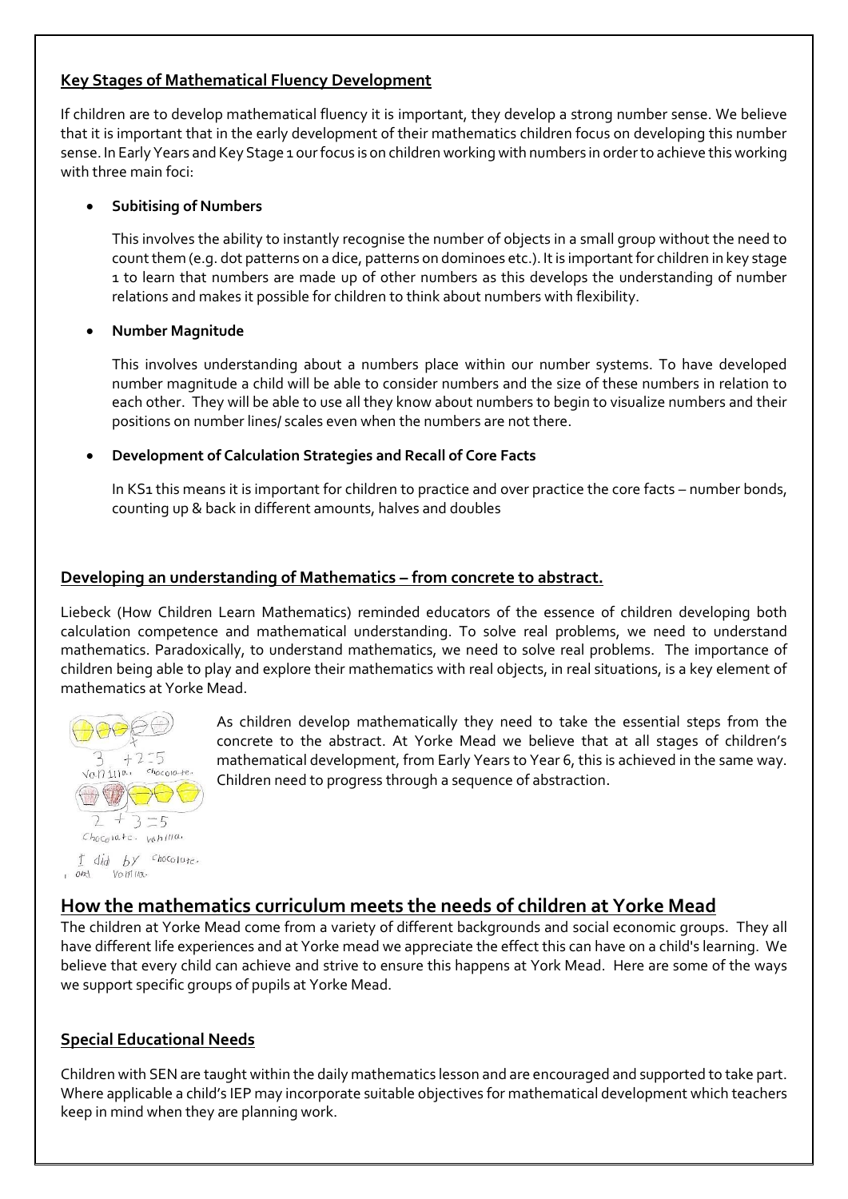### Key Stages of Mathematical Fluency Development

If children are to develop mathematical fluency it is important, they develop a strong number sense. We believe that it is important that in the early development of their mathematics children focus on developing this number sense. In Early Years and Key Stage 1 our focus is on children working with numbers in order to achieve this working with three main foci:

- **Subitising of Numbers**

  This involves the ability to instantly recognise the number of objects in a small group without the need to count them (e.g. dot patterns on a dice, patterns on dominoes etc.). It is important for children in key stage 1 to learn that numbers are made up of other numbers as this develops the understanding of number relations and makes it possible for children to think about numbers with flexibility.

- **Number Magnitude**

  This involves understanding about a numbers place within our number systems. To have developed number magnitude a child will be able to consider numbers and the size of these numbers in relation to each other. They will be able to use all they know about numbers to begin to visualize numbers and their positions on number lines/ scales even when the numbers are not there.

- **Development of Calculation Strategies and Recall of Core Facts**

  In KS1 this means it is important for children to practice and over practice the core facts – number bonds, counting up & back in different amounts, halves and doubles

### Developing an understanding of Mathematics – from concrete to abstract.

Liebeck (How Children Learn Mathematics) reminded educators of the essence of children developing both calculation competence and mathematical understanding. To solve real problems, we need to understand mathematics. Paradoxically, to understand mathematics, we need to solve real problems. The importance of children being able to play and explore their mathematics with real objects, in real situations, is a key element of mathematics at Yorke Mead.

As children develop mathematically they need to take the essential steps from the concrete to the abstract. At Yorke Mead we believe that at all stages of children's mathematical development, from Early Years to Year 6, this is achieved in the same way. Children need to progress through a sequence of abstraction.

## How the mathematics curriculum meets the needs of children at Yorke Mead

The children at Yorke Mead come from a variety of different backgrounds and social economic groups. They all have different life experiences and at Yorke mead we appreciate the effect this can have on a child's learning. We believe that every child can achieve and strive to ensure this happens at York Mead. Here are some of the ways we support specific groups of pupils at Yorke Mead.

### Special Educational Needs

Children with SEN are taught within the daily mathematics lesson and are encouraged and supported to take part. Where applicable a child's IEP may incorporate suitable objectives for mathematical development which teachers keep in mind when they are planning work.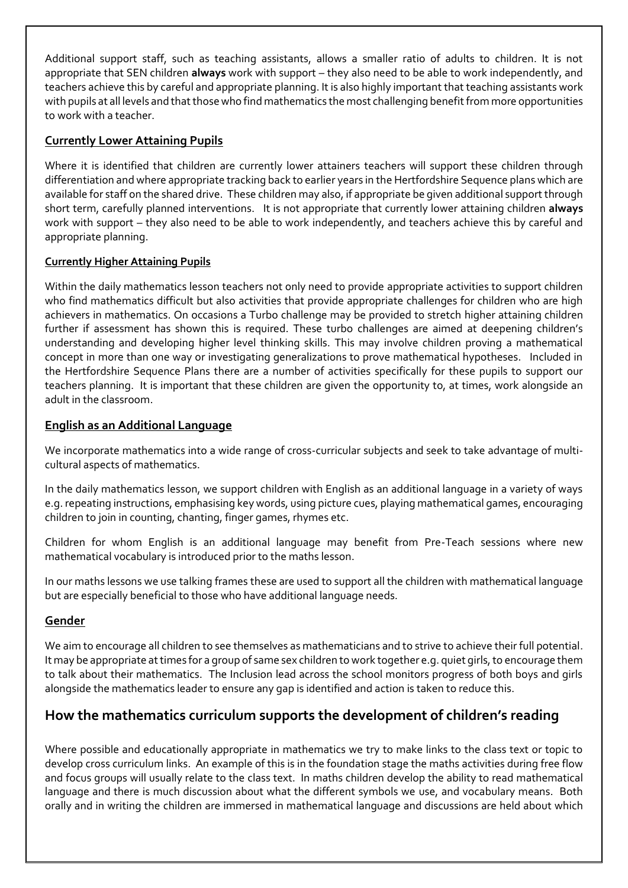Additional support staff, such as teaching assistants, allows a smaller ratio of adults to children. It is not appropriate that SEN children **always** work with support – they also need to be able to work independently, and teachers achieve this by careful and appropriate planning. It is also highly important that teaching assistants work with pupils at all levels and that those who find mathematics the most challenging benefit from more opportunities to work with a teacher.

### Currently Lower Attaining Pupils

Where it is identified that children are currently lower attainers teachers will support these children through differentiation and where appropriate tracking back to earlier years in the Hertfordshire Sequence plans which are available for staff on the shared drive. These children may also, if appropriate be given additional support through short term, carefully planned interventions. It is not appropriate that currently lower attaining children **always** work with support – they also need to be able to work independently, and teachers achieve this by careful and appropriate planning.

### Currently Higher Attaining Pupils

Within the daily mathematics lesson teachers not only need to provide appropriate activities to support children who find mathematics difficult but also activities that provide appropriate challenges for children who are high achievers in mathematics. On occasions a Turbo challenge may be provided to stretch higher attaining children further if assessment has shown this is required. These turbo challenges are aimed at deepening children's understanding and developing higher level thinking skills. This may involve children proving a mathematical concept in more than one way or investigating generalizations to prove mathematical hypotheses. Included in the Hertfordshire Sequence Plans there are a number of activities specifically for these pupils to support our teachers planning. It is important that these children are given the opportunity to, at times, work alongside an adult in the classroom.

### English as an Additional Language

We incorporate mathematics into a wide range of cross-curricular subjects and seek to take advantage of multi-cultural aspects of mathematics.

In the daily mathematics lesson, we support children with English as an additional language in a variety of ways e.g. repeating instructions, emphasising key words, using picture cues, playing mathematical games, encouraging children to join in counting, chanting, finger games, rhymes etc.

Children for whom English is an additional language may benefit from Pre-Teach sessions where new mathematical vocabulary is introduced prior to the maths lesson.

In our maths lessons we use talking frames these are used to support all the children with mathematical language but are especially beneficial to those who have additional language needs.

### Gender

We aim to encourage all children to see themselves as mathematicians and to strive to achieve their full potential. It may be appropriate at times for a group of same sex children to work together e.g. quiet girls, to encourage them to talk about their mathematics. The Inclusion lead across the school monitors progress of both boys and girls alongside the mathematics leader to ensure any gap is identified and action is taken to reduce this.

## How the mathematics curriculum supports the development of children's reading

Where possible and educationally appropriate in mathematics we try to make links to the class text or topic to develop cross curriculum links. An example of this is in the foundation stage the maths activities during free flow and focus groups will usually relate to the class text. In maths children develop the ability to read mathematical language and there is much discussion about what the different symbols we use, and vocabulary means. Both orally and in writing the children are immersed in mathematical language and discussions are held about which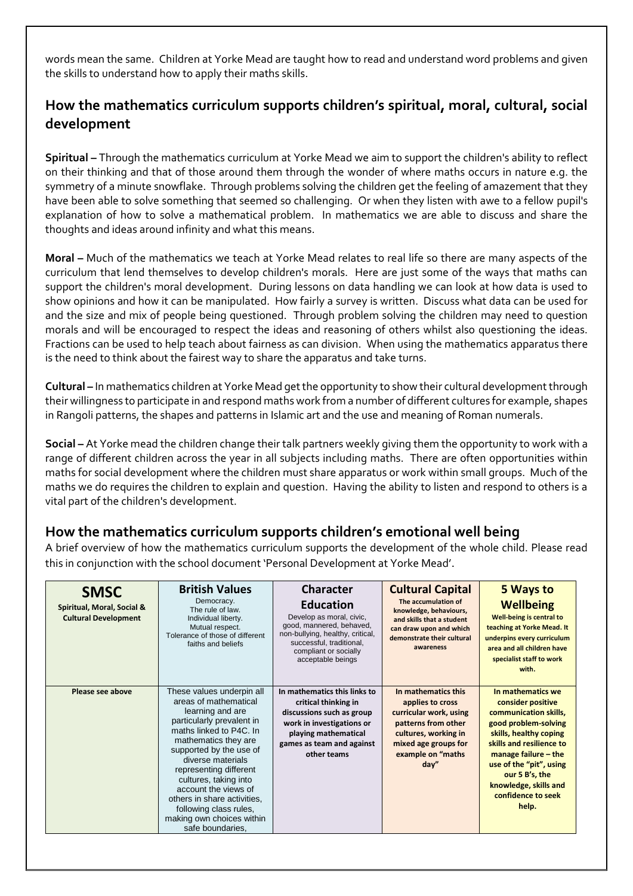words mean the same. Children at Yorke Mead are taught how to read and understand word problems and given the skills to understand how to apply their maths skills.

## How the mathematics curriculum supports children's spiritual, moral, cultural, social development

**Spiritual –** Through the mathematics curriculum at Yorke Mead we aim to support the children's ability to reflect on their thinking and that of those around them through the wonder of where maths occurs in nature e.g. the symmetry of a minute snowflake. Through problems solving the children get the feeling of amazement that they have been able to solve something that seemed so challenging. Or when they listen with awe to a fellow pupil's explanation of how to solve a mathematical problem. In mathematics we are able to discuss and share the thoughts and ideas around infinity and what this means.

**Moral –** Much of the mathematics we teach at Yorke Mead relates to real life so there are many aspects of the curriculum that lend themselves to develop children's morals. Here are just some of the ways that maths can support the children's moral development. During lessons on data handling we can look at how data is used to show opinions and how it can be manipulated. How fairly a survey is written. Discuss what data can be used for and the size and mix of people being questioned. Through problem solving the children may need to question morals and will be encouraged to respect the ideas and reasoning of others whilst also questioning the ideas. Fractions can be used to help teach about fairness as can division. When using the mathematics apparatus there is the need to think about the fairest way to share the apparatus and take turns.

**Cultural –** In mathematics children at Yorke Mead get the opportunity to show their cultural development through their willingness to participate in and respond maths work from a number of different cultures for example, shapes in Rangoli patterns, the shapes and patterns in Islamic art and the use and meaning of Roman numerals.

**Social –** At Yorke mead the children change their talk partners weekly giving them the opportunity to work with a range of different children across the year in all subjects including maths. There are often opportunities within maths for social development where the children must share apparatus or work within small groups. Much of the maths we do requires the children to explain and question. Having the ability to listen and respond to others is a vital part of the children's development.

## How the mathematics curriculum supports children's emotional well being

A brief overview of how the mathematics curriculum supports the development of the whole child. Please read this in conjunction with the school document 'Personal Development at Yorke Mead'.

| **SMSC** Spiritual, Moral, Social & Cultural Development | **British Values** Democracy. The rule of law. Individual liberty. Mutual respect. Tolerance of those of different faiths and beliefs | **Character Education** Develop as moral, civic, good, mannered, behaved, non-bullying, healthy, critical, successful, traditional, compliant or socially acceptable beings | **Cultural Capital** The accumulation of knowledge, behaviours, and skills that a student can draw upon and which demonstrate their cultural awareness | **5 Ways to Wellbeing** Well-being is central to teaching at Yorke Mead. It underpins every curriculum area and all children have specialist staff to work with. |
|---|---|---|---|---|
| **Please see above** | These values underpin all areas of mathematical learning and are particularly prevalent in maths linked to P4C. In mathematics they are supported by the use of diverse materials representing different cultures, taking into account the views of others in share activities, following class rules, making own choices within safe boundaries, | **In mathematics this links to critical thinking in discussions such as group work in investigations or playing mathematical games as team and against other teams** | **In mathematics this applies to cross curricular work, using patterns from other cultures, working in mixed age groups for example on "maths day"** | **In mathematics we consider positive communication skills, good problem-solving skills, healthy coping skills and resilience to manage failure – the use of the "pit", using our 5 B's, the knowledge, skills and confidence to seek help.** |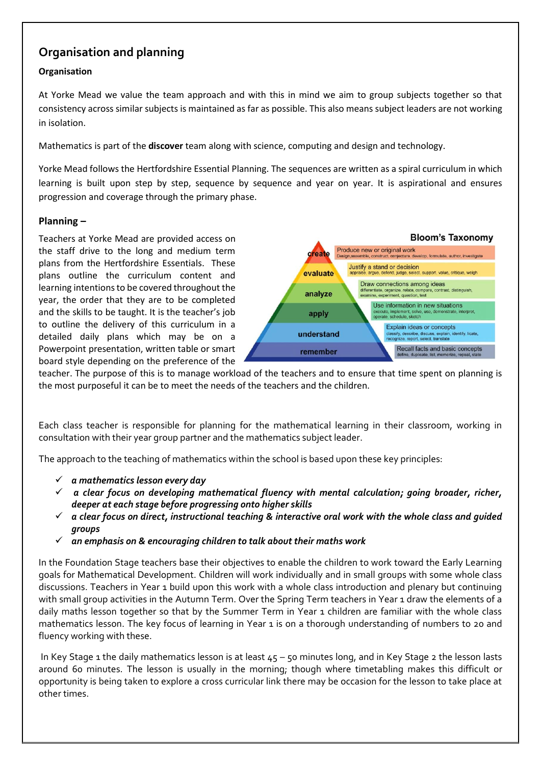## Organisation and planning

**Organisation**

At Yorke Mead we value the team approach and with this in mind we aim to group subjects together so that consistency across similar subjects is maintained as far as possible. This also means subject leaders are not working in isolation.

Mathematics is part of the **discover** team along with science, computing and design and technology.

Yorke Mead follows the Hertfordshire Essential Planning. The sequences are written as a spiral curriculum in which learning is built upon step by step, sequence by sequence and year on year. It is aspirational and ensures progression and coverage through the primary phase.

**Planning –**

Teachers at Yorke Mead are provided access on the staff drive to the long and medium term plans from the Hertfordshire Essentials. These plans outline the curriculum content and learning intentions to be covered throughout the year, the order that they are to be completed and the skills to be taught. It is the teacher's job to outline the delivery of this curriculum in a detailed daily plans which may be on a Powerpoint presentation, written table or smart board style depending on the preference of the teacher. The purpose of this is to manage workload of the teachers and to ensure that time spent on planning is the most purposeful it can be to meet the needs of the teachers and the children.

**Bloom's Taxonomy**

| Level | Description | Verbs |
|---|---|---|
| create | Produce new or original work | Design, assemble, construct, conjecture, develop, formulate, author, investigate |
| evaluate | Justify a stand or decision | appraise, argue, defend, judge, select, support, value, critique, weigh |
| analyze | Draw connections among ideas | differentiate, organize, relate, compare, contrast, distinguish, examine, experiment, question, test |
| apply | Use information in new situations | execute, implement, solve, use, demonstrate, interpret, operate, schedule, sketch |
| understand | Explain ideas or concepts | classify, describe, discuss, explain, identify, locate, recognize, report, select, translate |
| remember | Recall facts and basic concepts | define, duplicate, list, memorize, repeat, state |

Each class teacher is responsible for planning for the mathematical learning in their classroom, working in consultation with their year group partner and the mathematics subject leader.

The approach to the teaching of mathematics within the school is based upon these key principles:

- ✓ ***a mathematics lesson every day***
- ✓ ***a clear focus on developing mathematical fluency with mental calculation; going broader, richer, deeper at each stage before progressing onto higher skills***
- ✓ ***a clear focus on direct, instructional teaching & interactive oral work with the whole class and guided groups***
- ✓ ***an emphasis on & encouraging children to talk about their maths work***

In the Foundation Stage teachers base their objectives to enable the children to work toward the Early Learning goals for Mathematical Development. Children will work individually and in small groups with some whole class discussions. Teachers in Year 1 build upon this work with a whole class introduction and plenary but continuing with small group activities in the Autumn Term. Over the Spring Term teachers in Year 1 draw the elements of a daily maths lesson together so that by the Summer Term in Year 1 children are familiar with the whole class mathematics lesson. The key focus of learning in Year 1 is on a thorough understanding of numbers to 20 and fluency working with these.

In Key Stage 1 the daily mathematics lesson is at least 45 – 50 minutes long, and in Key Stage 2 the lesson lasts around 60 minutes. The lesson is usually in the morning; though where timetabling makes this difficult or opportunity is being taken to explore a cross curricular link there may be occasion for the lesson to take place at other times.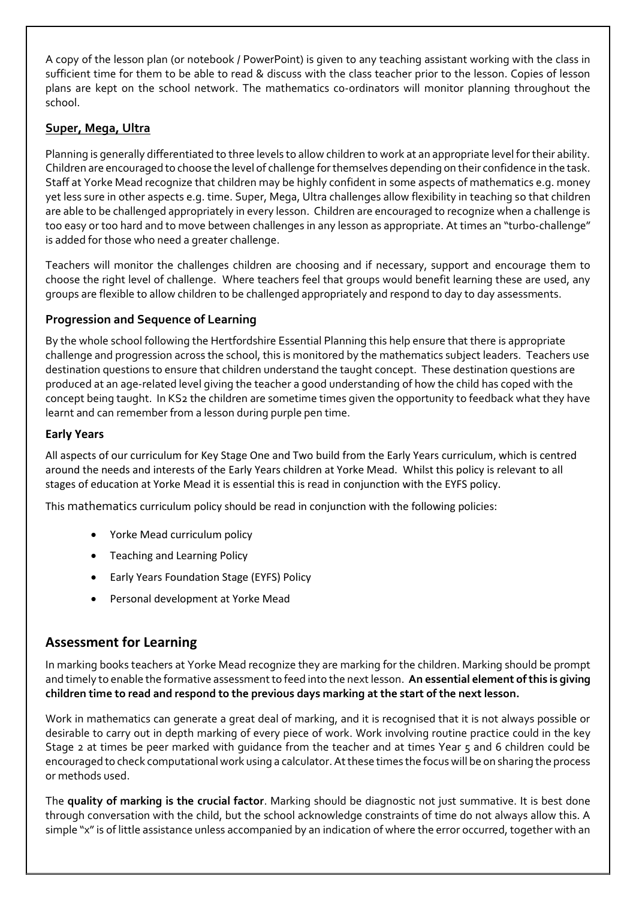A copy of the lesson plan (or notebook / PowerPoint) is given to any teaching assistant working with the class in sufficient time for them to be able to read & discuss with the class teacher prior to the lesson. Copies of lesson plans are kept on the school network. The mathematics co-ordinators will monitor planning throughout the school.

### Super, Mega, Ultra

Planning is generally differentiated to three levels to allow children to work at an appropriate level for their ability. Children are encouraged to choose the level of challenge for themselves depending on their confidence in the task. Staff at Yorke Mead recognize that children may be highly confident in some aspects of mathematics e.g. money yet less sure in other aspects e.g. time. Super, Mega, Ultra challenges allow flexibility in teaching so that children are able to be challenged appropriately in every lesson. Children are encouraged to recognize when a challenge is too easy or too hard and to move between challenges in any lesson as appropriate. At times an "turbo-challenge" is added for those who need a greater challenge.

Teachers will monitor the challenges children are choosing and if necessary, support and encourage them to choose the right level of challenge. Where teachers feel that groups would benefit learning these are used, any groups are flexible to allow children to be challenged appropriately and respond to day to day assessments.

### Progression and Sequence of Learning

By the whole school following the Hertfordshire Essential Planning this help ensure that there is appropriate challenge and progression across the school, this is monitored by the mathematics subject leaders. Teachers use destination questions to ensure that children understand the taught concept. These destination questions are produced at an age-related level giving the teacher a good understanding of how the child has coped with the concept being taught. In KS2 the children are sometime times given the opportunity to feedback what they have learnt and can remember from a lesson during purple pen time.

### Early Years

All aspects of our curriculum for Key Stage One and Two build from the Early Years curriculum, which is centred around the needs and interests of the Early Years children at Yorke Mead. Whilst this policy is relevant to all stages of education at Yorke Mead it is essential this is read in conjunction with the EYFS policy.

This mathematics curriculum policy should be read in conjunction with the following policies:

- Yorke Mead curriculum policy
- Teaching and Learning Policy
- Early Years Foundation Stage (EYFS) Policy
- Personal development at Yorke Mead

## Assessment for Learning

In marking books teachers at Yorke Mead recognize they are marking for the children. Marking should be prompt and timely to enable the formative assessment to feed into the next lesson. **An essential element of this is giving children time to read and respond to the previous days marking at the start of the next lesson.**

Work in mathematics can generate a great deal of marking, and it is recognised that it is not always possible or desirable to carry out in depth marking of every piece of work. Work involving routine practice could in the key Stage 2 at times be peer marked with guidance from the teacher and at times Year 5 and 6 children could be encouraged to check computational work using a calculator. At these times the focus will be on sharing the process or methods used.

The **quality of marking is the crucial factor**. Marking should be diagnostic not just summative. It is best done through conversation with the child, but the school acknowledge constraints of time do not always allow this. A simple "x" is of little assistance unless accompanied by an indication of where the error occurred, together with an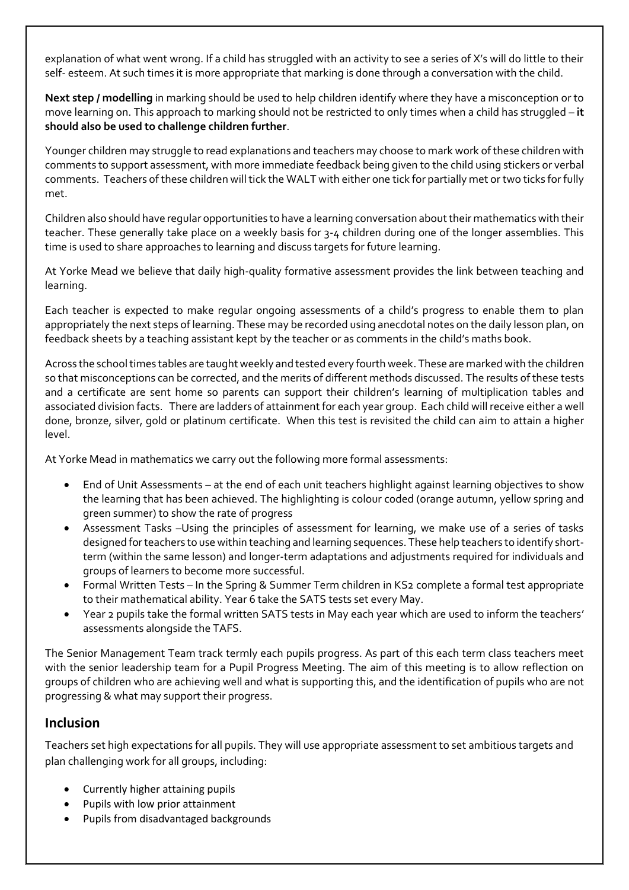explanation of what went wrong. If a child has struggled with an activity to see a series of X's will do little to their self- esteem. At such times it is more appropriate that marking is done through a conversation with the child.

**Next step / modelling** in marking should be used to help children identify where they have a misconception or to move learning on. This approach to marking should not be restricted to only times when a child has struggled – **it should also be used to challenge children further**.

Younger children may struggle to read explanations and teachers may choose to mark work of these children with comments to support assessment, with more immediate feedback being given to the child using stickers or verbal comments. Teachers of these children will tick the WALT with either one tick for partially met or two ticks for fully met.

Children also should have regular opportunities to have a learning conversation about their mathematics with their teacher. These generally take place on a weekly basis for 3-4 children during one of the longer assemblies. This time is used to share approaches to learning and discuss targets for future learning.

At Yorke Mead we believe that daily high-quality formative assessment provides the link between teaching and learning.

Each teacher is expected to make regular ongoing assessments of a child's progress to enable them to plan appropriately the next steps of learning. These may be recorded using anecdotal notes on the daily lesson plan, on feedback sheets by a teaching assistant kept by the teacher or as comments in the child's maths book.

Across the school times tables are taught weekly and tested every fourth week. These are marked with the children so that misconceptions can be corrected, and the merits of different methods discussed. The results of these tests and a certificate are sent home so parents can support their children's learning of multiplication tables and associated division facts. There are ladders of attainment for each year group. Each child will receive either a well done, bronze, silver, gold or platinum certificate. When this test is revisited the child can aim to attain a higher level.

At Yorke Mead in mathematics we carry out the following more formal assessments:

- End of Unit Assessments – at the end of each unit teachers highlight against learning objectives to show the learning that has been achieved. The highlighting is colour coded (orange autumn, yellow spring and green summer) to show the rate of progress
- Assessment Tasks –Using the principles of assessment for learning, we make use of a series of tasks designed for teachers to use within teaching and learning sequences. These help teachers to identify short-term (within the same lesson) and longer-term adaptations and adjustments required for individuals and groups of learners to become more successful.
- Formal Written Tests – In the Spring & Summer Term children in KS2 complete a formal test appropriate to their mathematical ability. Year 6 take the SATS tests set every May.
- Year 2 pupils take the formal written SATS tests in May each year which are used to inform the teachers' assessments alongside the TAFS.

The Senior Management Team track termly each pupils progress. As part of this each term class teachers meet with the senior leadership team for a Pupil Progress Meeting. The aim of this meeting is to allow reflection on groups of children who are achieving well and what is supporting this, and the identification of pupils who are not progressing & what may support their progress.

## Inclusion

Teachers set high expectations for all pupils. They will use appropriate assessment to set ambitious targets and plan challenging work for all groups, including:

- Currently higher attaining pupils
- Pupils with low prior attainment
- Pupils from disadvantaged backgrounds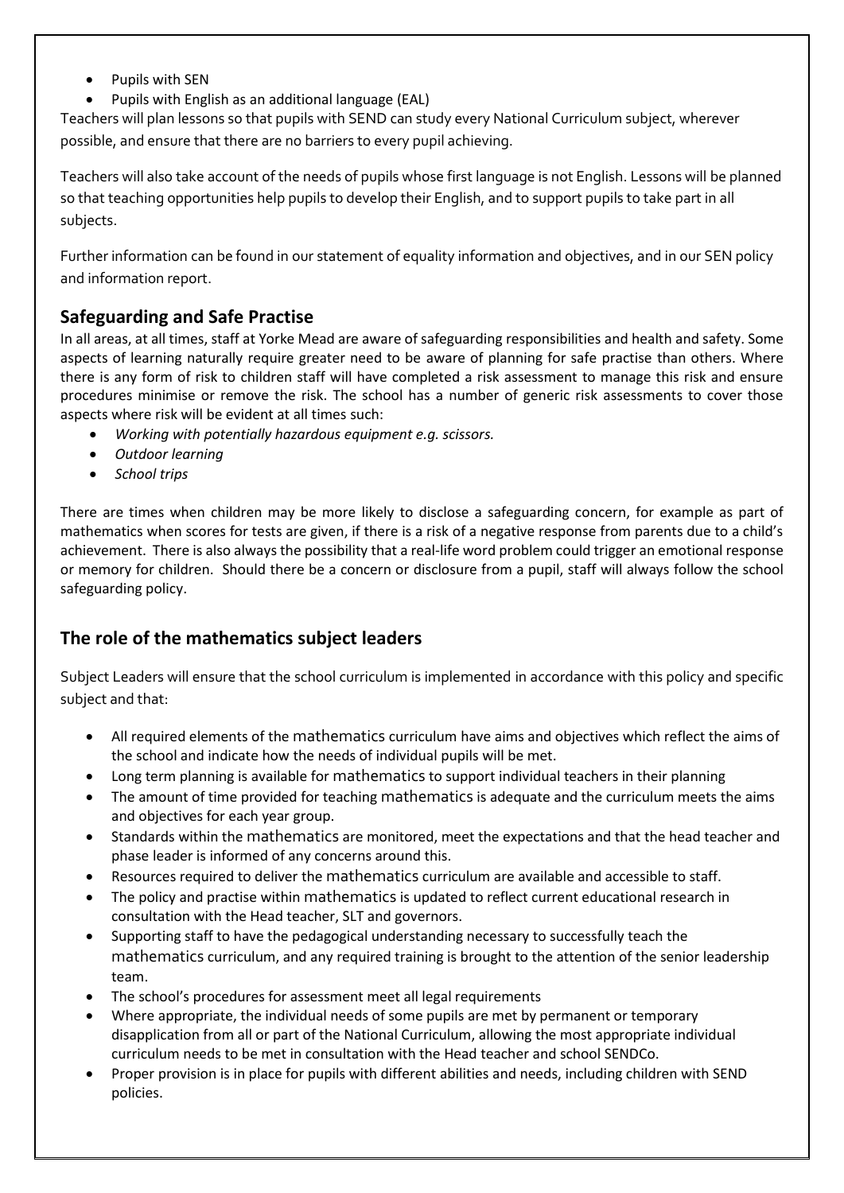- Pupils with SEN
- Pupils with English as an additional language (EAL)

Teachers will plan lessons so that pupils with SEND can study every National Curriculum subject, wherever possible, and ensure that there are no barriers to every pupil achieving.

Teachers will also take account of the needs of pupils whose first language is not English. Lessons will be planned so that teaching opportunities help pupils to develop their English, and to support pupils to take part in all subjects.

Further information can be found in our statement of equality information and objectives, and in our SEN policy and information report.

## Safeguarding and Safe Practise

In all areas, at all times, staff at Yorke Mead are aware of safeguarding responsibilities and health and safety. Some aspects of learning naturally require greater need to be aware of planning for safe practise than others. Where there is any form of risk to children staff will have completed a risk assessment to manage this risk and ensure procedures minimise or remove the risk. The school has a number of generic risk assessments to cover those aspects where risk will be evident at all times such:

- *Working with potentially hazardous equipment e.g. scissors.*
- *Outdoor learning*
- *School trips*

There are times when children may be more likely to disclose a safeguarding concern, for example as part of mathematics when scores for tests are given, if there is a risk of a negative response from parents due to a child's achievement. There is also always the possibility that a real-life word problem could trigger an emotional response or memory for children. Should there be a concern or disclosure from a pupil, staff will always follow the school safeguarding policy.

## The role of the mathematics subject leaders

Subject Leaders will ensure that the school curriculum is implemented in accordance with this policy and specific subject and that:

- All required elements of the mathematics curriculum have aims and objectives which reflect the aims of the school and indicate how the needs of individual pupils will be met.
- Long term planning is available for mathematics to support individual teachers in their planning
- The amount of time provided for teaching mathematics is adequate and the curriculum meets the aims and objectives for each year group.
- Standards within the mathematics are monitored, meet the expectations and that the head teacher and phase leader is informed of any concerns around this.
- Resources required to deliver the mathematics curriculum are available and accessible to staff.
- The policy and practise within mathematics is updated to reflect current educational research in consultation with the Head teacher, SLT and governors.
- Supporting staff to have the pedagogical understanding necessary to successfully teach the mathematics curriculum, and any required training is brought to the attention of the senior leadership team.
- The school's procedures for assessment meet all legal requirements
- Where appropriate, the individual needs of some pupils are met by permanent or temporary disapplication from all or part of the National Curriculum, allowing the most appropriate individual curriculum needs to be met in consultation with the Head teacher and school SENDCo.
- Proper provision is in place for pupils with different abilities and needs, including children with SEND policies.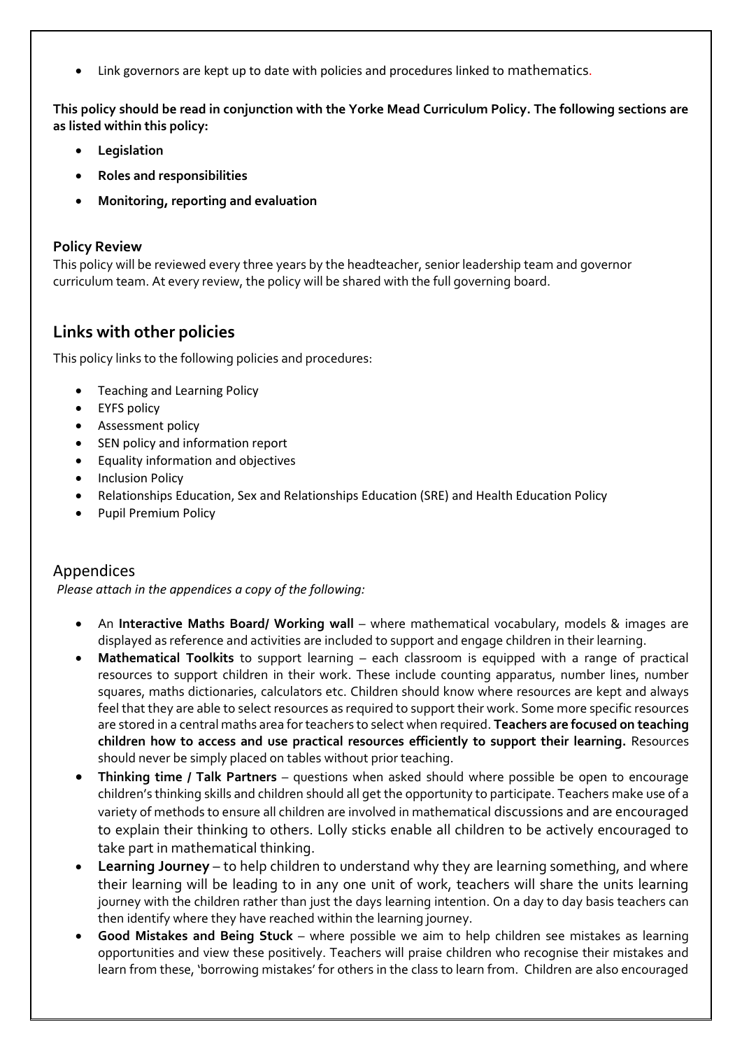- Link governors are kept up to date with policies and procedures linked to mathematics.

**This policy should be read in conjunction with the Yorke Mead Curriculum Policy. The following sections are as listed within this policy:**

- **Legislation**
- **Roles and responsibilities**
- **Monitoring, reporting and evaluation**

### Policy Review

This policy will be reviewed every three years by the headteacher, senior leadership team and governor curriculum team. At every review, the policy will be shared with the full governing board.

## Links with other policies

This policy links to the following policies and procedures:

- Teaching and Learning Policy
- EYFS policy
- Assessment policy
- SEN policy and information report
- Equality information and objectives
- Inclusion Policy
- Relationships Education, Sex and Relationships Education (SRE) and Health Education Policy
- Pupil Premium Policy

## Appendices

*Please attach in the appendices a copy of the following:*

- An **Interactive Maths Board/ Working wall** – where mathematical vocabulary, models & images are displayed as reference and activities are included to support and engage children in their learning.
- **Mathematical Toolkits** to support learning – each classroom is equipped with a range of practical resources to support children in their work. These include counting apparatus, number lines, number squares, maths dictionaries, calculators etc. Children should know where resources are kept and always feel that they are able to select resources as required to support their work. Some more specific resources are stored in a central maths area for teachers to select when required. **Teachers are focused on teaching children how to access and use practical resources efficiently to support their learning.** Resources should never be simply placed on tables without prior teaching.
- **Thinking time / Talk Partners** – questions when asked should where possible be open to encourage children's thinking skills and children should all get the opportunity to participate. Teachers make use of a variety of methods to ensure all children are involved in mathematical discussions and are encouraged to explain their thinking to others. Lolly sticks enable all children to be actively encouraged to take part in mathematical thinking.
- **Learning Journey** – to help children to understand why they are learning something, and where their learning will be leading to in any one unit of work, teachers will share the units learning journey with the children rather than just the days learning intention. On a day to day basis teachers can then identify where they have reached within the learning journey.
- **Good Mistakes and Being Stuck** – where possible we aim to help children see mistakes as learning opportunities and view these positively. Teachers will praise children who recognise their mistakes and learn from these, 'borrowing mistakes' for others in the class to learn from. Children are also encouraged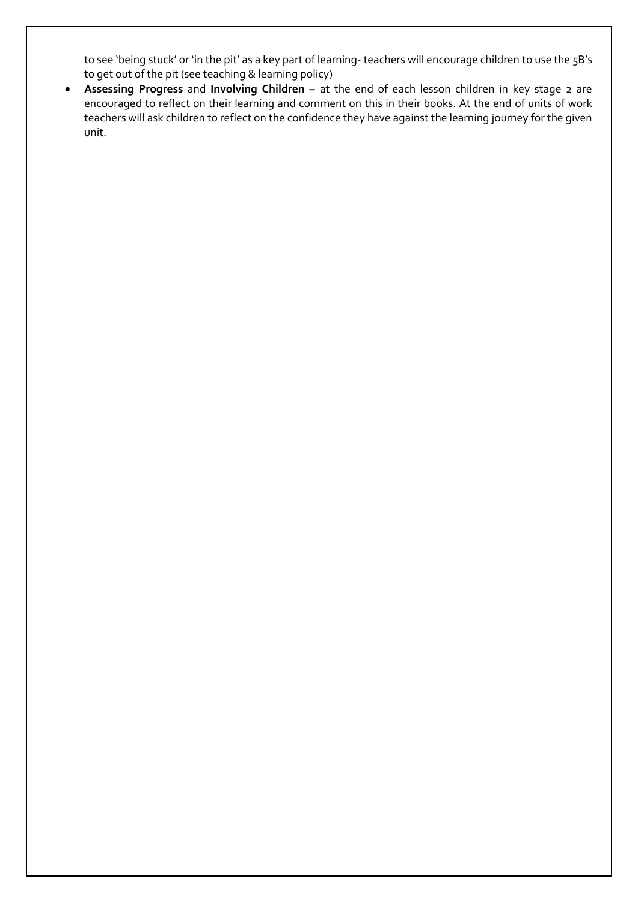to see 'being stuck' or 'in the pit' as a key part of learning- teachers will encourage children to use the 5B's to get out of the pit (see teaching & learning policy)

- **Assessing Progress** and **Involving Children –** at the end of each lesson children in key stage 2 are encouraged to reflect on their learning and comment on this in their books. At the end of units of work teachers will ask children to reflect on the confidence they have against the learning journey for the given unit.